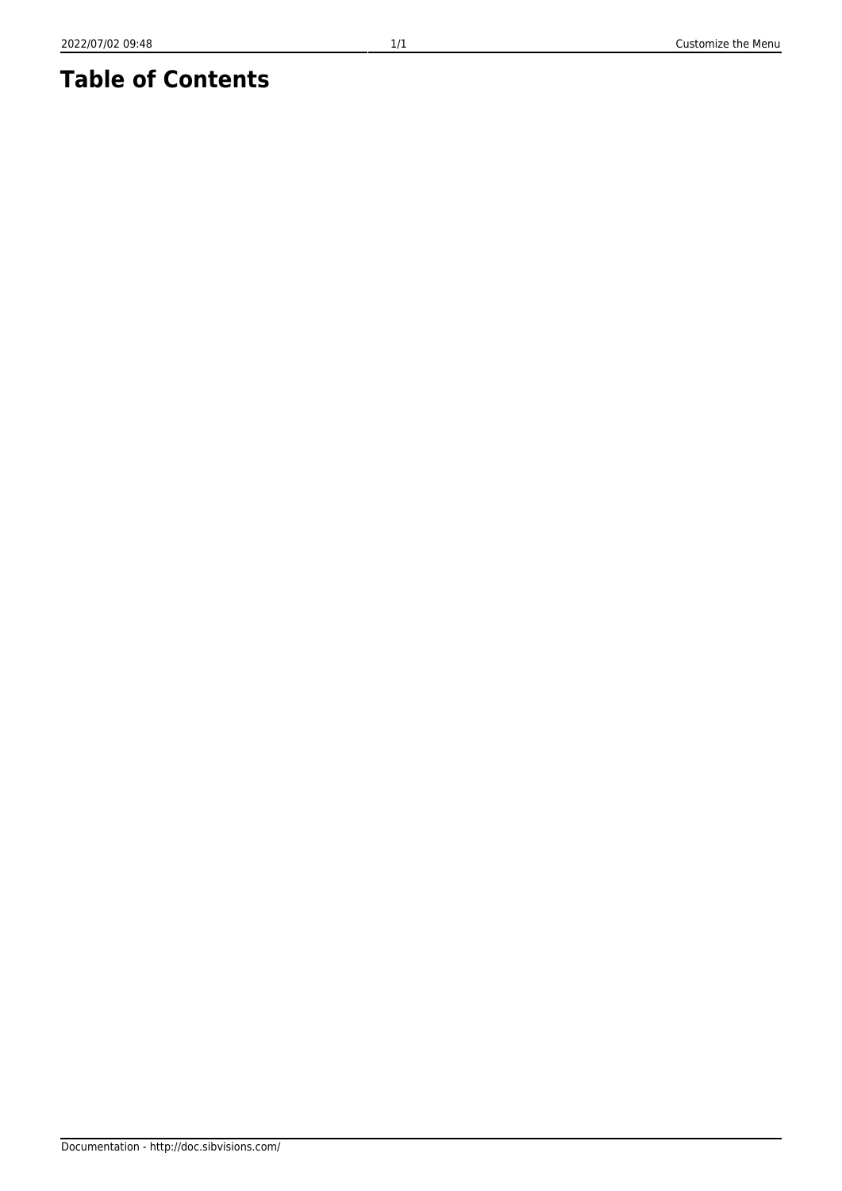# Table of Contents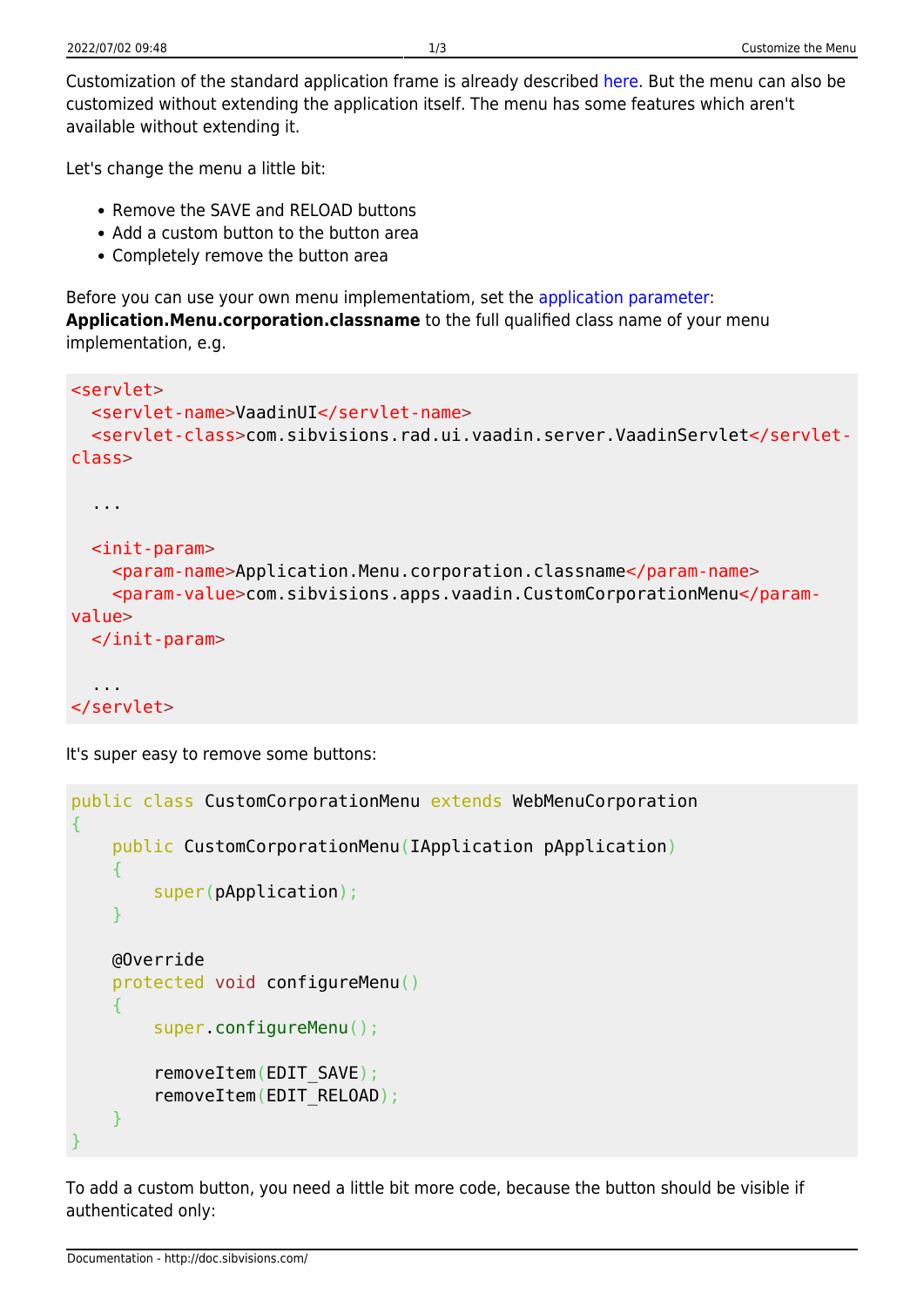Customization of the standard application frame is already described here. But the menu can also be customized without extending the application itself. The menu has some features which aren't available without extending it.

Let's change the menu a little bit:

- Remove the SAVE and RELOAD buttons
- Add a custom button to the button area
- Completely remove the button area

Before you can use your own menu implementatiom, set the application parameter: **Application.Menu.corporation.classname** to the full qualified class name of your menu implementation, e.g.

```
<servlet>
  <servlet-name>VaadinUI</servlet-name>
  <servlet-class>com.sibvisions.rad.ui.vaadin.server.VaadinServlet</servlet-class>

  ...

  <init-param>
    <param-name>Application.Menu.corporation.classname</param-name>
    <param-value>com.sibvisions.apps.vaadin.CustomCorporationMenu</param-value>
  </init-param>

  ...
</servlet>
```

It's super easy to remove some buttons:

```
public class CustomCorporationMenu extends WebMenuCorporation
{
    public CustomCorporationMenu(IApplication pApplication)
    {
        super(pApplication);
    }

    @Override
    protected void configureMenu()
    {
        super.configureMenu();

        removeItem(EDIT_SAVE);
        removeItem(EDIT_RELOAD);
    }
}
```

To add a custom button, you need a little bit more code, because the button should be visible if authenticated only: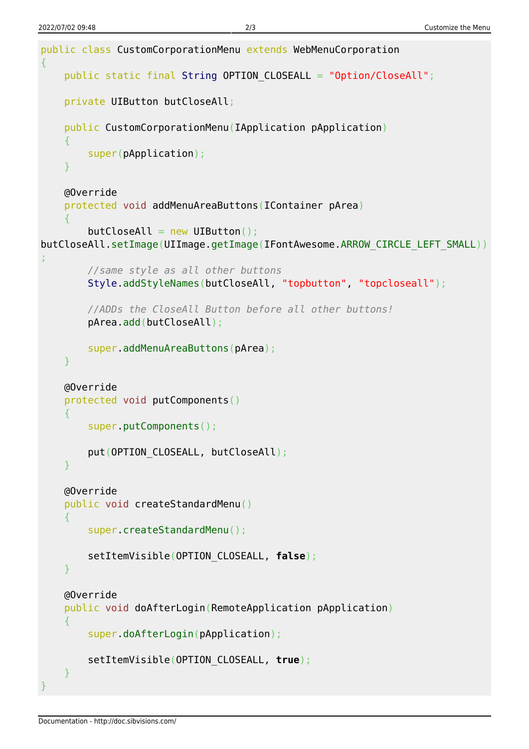```java
public class CustomCorporationMenu extends WebMenuCorporation
{
    public static final String OPTION_CLOSEALL = "Option/CloseAll";

    private UIButton butCloseAll;

    public CustomCorporationMenu(IApplication pApplication)
    {
        super(pApplication);
    }

    @Override
    protected void addMenuAreaButtons(IContainer pArea)
    {
        butCloseAll = new UIButton();
butCloseAll.setImage(UIImage.getImage(IFontAwesome.ARROW_CIRCLE_LEFT_SMALL))
;
        //same style as all other buttons
        Style.addStyleNames(butCloseAll, "topbutton", "topcloseall");

        //ADDs the CloseAll Button before all other buttons!
        pArea.add(butCloseAll);

        super.addMenuAreaButtons(pArea);
    }

    @Override
    protected void putComponents()
    {
        super.putComponents();

        put(OPTION_CLOSEALL, butCloseAll);
    }

    @Override
    public void createStandardMenu()
    {
        super.createStandardMenu();

        setItemVisible(OPTION_CLOSEALL, false);
    }

    @Override
    public void doAfterLogin(RemoteApplication pApplication)
    {
        super.doAfterLogin(pApplication);

        setItemVisible(OPTION_CLOSEALL, true);
    }
}
```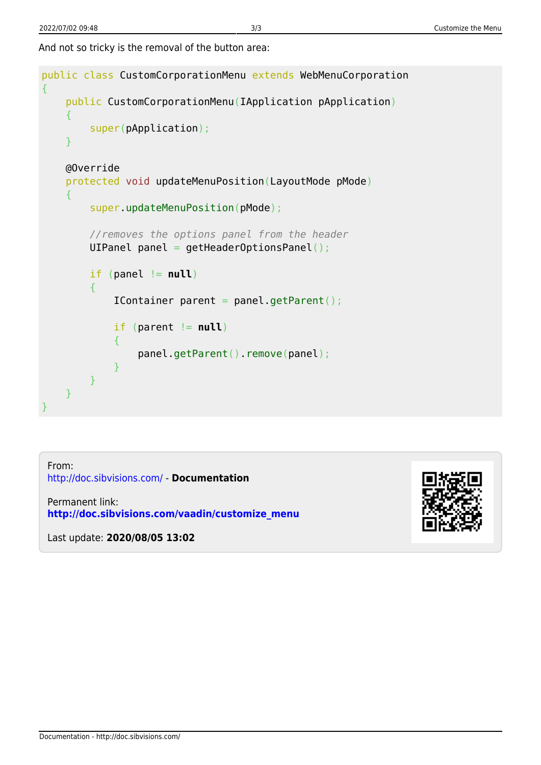And not so tricky is the removal of the button area:

```
public class CustomCorporationMenu extends WebMenuCorporation
{
    public CustomCorporationMenu(IApplication pApplication)
    {
        super(pApplication);
    }

    @Override
    protected void updateMenuPosition(LayoutMode pMode)
    {
        super.updateMenuPosition(pMode);

        //removes the options panel from the header
        UIPanel panel = getHeaderOptionsPanel();

        if (panel != null)
        {
            IContainer parent = panel.getParent();

            if (parent != null)
            {
                panel.getParent().remove(panel);
            }
        }
    }
}
```

From:
http://doc.sibvisions.com/ - **Documentation**

Permanent link:
**http://doc.sibvisions.com/vaadin/customize_menu**

Last update: **2020/08/05 13:02**